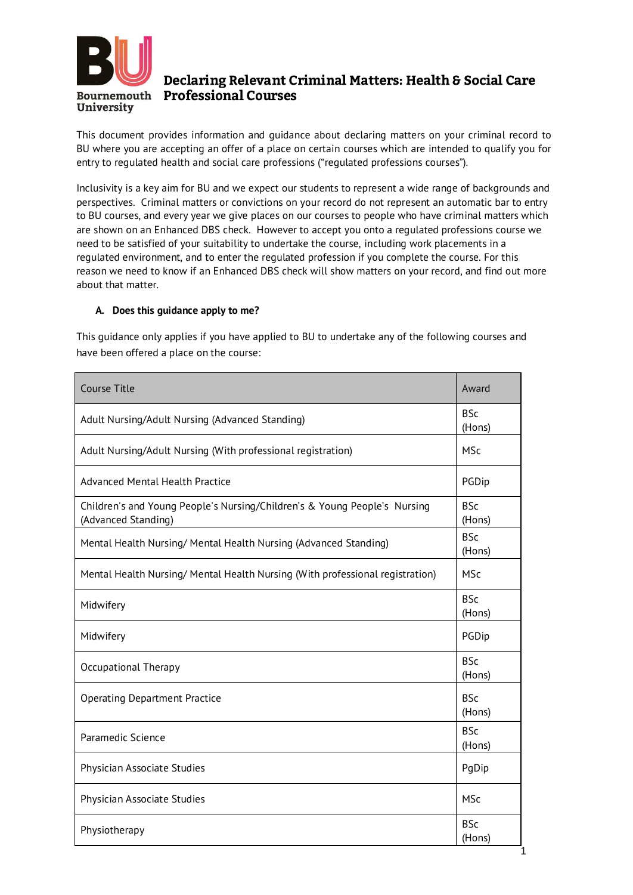# Declaring Relevant Criminal Matters: Health & Social Care Professional Courses

This document provides information and guidance about declaring matters on your criminal record to BU where you are accepting an offer of a place on certain courses which are intended to qualify you for entry to regulated health and social care professions ("regulated professions courses").

Inclusivity is a key aim for BU and we expect our students to represent a wide range of backgrounds and perspectives. Criminal matters or convictions on your record do not represent an automatic bar to entry to BU courses, and every year we give places on our courses to people who have criminal matters which are shown on an Enhanced DBS check. However to accept you onto a regulated professions course we need to be satisfied of your suitability to undertake the course, including work placements in a regulated environment, and to enter the regulated profession if you complete the course. For this reason we need to know if an Enhanced DBS check will show matters on your record, and find out more about that matter.

## A. Does this guidance apply to me?

This guidance only applies if you have applied to BU to undertake any of the following courses and have been offered a place on the course:

| Course Title | Award |
|---|---|
| Adult Nursing/Adult Nursing (Advanced Standing) | BSc (Hons) |
| Adult Nursing/Adult Nursing (With professional registration) | MSc |
| Advanced Mental Health Practice | PGDip |
| Children's and Young People's Nursing/Children's & Young People's Nursing (Advanced Standing) | BSc (Hons) |
| Mental Health Nursing/ Mental Health Nursing (Advanced Standing) | BSc (Hons) |
| Mental Health Nursing/ Mental Health Nursing (With professional registration) | MSc |
| Midwifery | BSc (Hons) |
| Midwifery | PGDip |
| Occupational Therapy | BSc (Hons) |
| Operating Department Practice | BSc (Hons) |
| Paramedic Science | BSc (Hons) |
| Physician Associate Studies | PgDip |
| Physician Associate Studies | MSc |
| Physiotherapy | BSc (Hons) |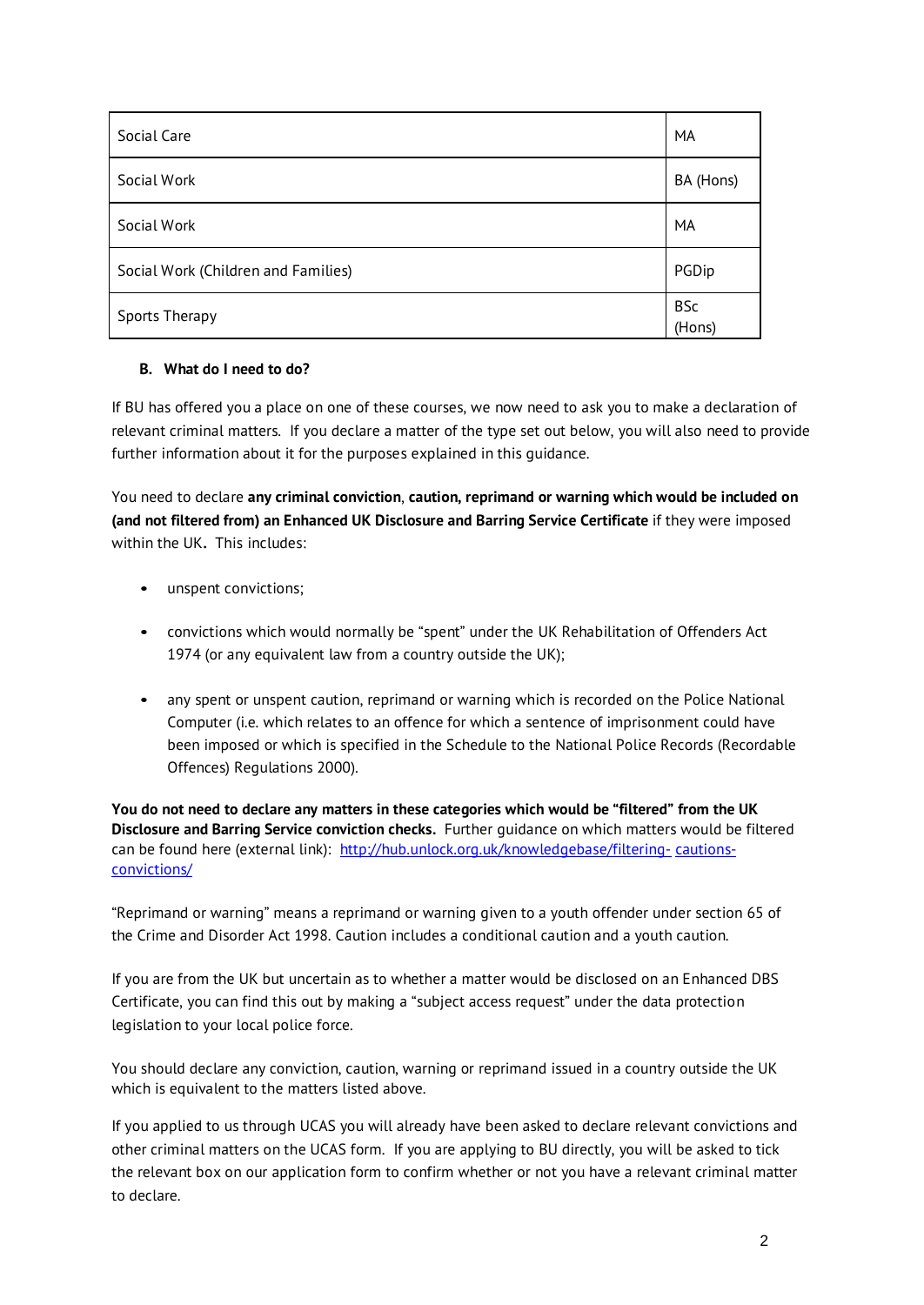| Social Care | MA |
|---|---|
| Social Work | BA (Hons) |
| Social Work | MA |
| Social Work (Children and Families) | PGDip |
| Sports Therapy | BSc (Hons) |

**B. What do I need to do?**

If BU has offered you a place on one of these courses, we now need to ask you to make a declaration of relevant criminal matters. If you declare a matter of the type set out below, you will also need to provide further information about it for the purposes explained in this guidance.

You need to declare **any criminal conviction**, **caution, reprimand or warning which would be included on (and not filtered from) an Enhanced UK Disclosure and Barring Service Certificate** if they were imposed within the UK**.** This includes:

- unspent convictions;
- convictions which would normally be "spent" under the UK Rehabilitation of Offenders Act 1974 (or any equivalent law from a country outside the UK);
- any spent or unspent caution, reprimand or warning which is recorded on the Police National Computer (i.e. which relates to an offence for which a sentence of imprisonment could have been imposed or which is specified in the Schedule to the National Police Records (Recordable Offences) Regulations 2000).

**You do not need to declare any matters in these categories which would be "filtered" from the UK Disclosure and Barring Service conviction checks.** Further guidance on which matters would be filtered can be found here (external link): http://hub.unlock.org.uk/knowledgebase/filtering- cautions-convictions/

"Reprimand or warning" means a reprimand or warning given to a youth offender under section 65 of the Crime and Disorder Act 1998. Caution includes a conditional caution and a youth caution.

If you are from the UK but uncertain as to whether a matter would be disclosed on an Enhanced DBS Certificate, you can find this out by making a "subject access request" under the data protection legislation to your local police force.

You should declare any conviction, caution, warning or reprimand issued in a country outside the UK which is equivalent to the matters listed above.

If you applied to us through UCAS you will already have been asked to declare relevant convictions and other criminal matters on the UCAS form. If you are applying to BU directly, you will be asked to tick the relevant box on our application form to confirm whether or not you have a relevant criminal matter to declare.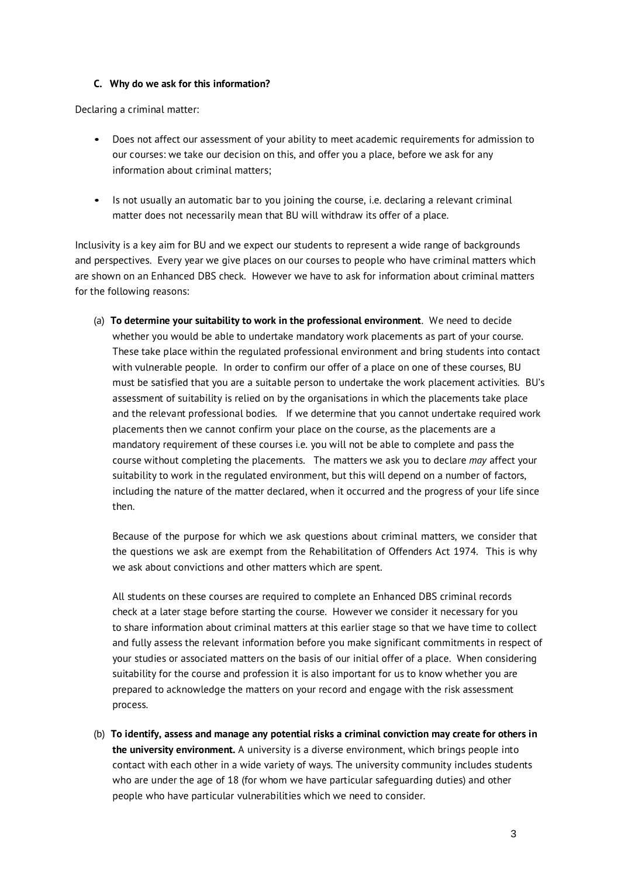### C. Why do we ask for this information?

Declaring a criminal matter:

- Does not affect our assessment of your ability to meet academic requirements for admission to our courses: we take our decision on this, and offer you a place, before we ask for any information about criminal matters;

- Is not usually an automatic bar to you joining the course, i.e. declaring a relevant criminal matter does not necessarily mean that BU will withdraw its offer of a place.

Inclusivity is a key aim for BU and we expect our students to represent a wide range of backgrounds and perspectives. Every year we give places on our courses to people who have criminal matters which are shown on an Enhanced DBS check. However we have to ask for information about criminal matters for the following reasons:

(a) **To determine your suitability to work in the professional environment**. We need to decide whether you would be able to undertake mandatory work placements as part of your course. These take place within the regulated professional environment and bring students into contact with vulnerable people. In order to confirm our offer of a place on one of these courses, BU must be satisfied that you are a suitable person to undertake the work placement activities. BU's assessment of suitability is relied on by the organisations in which the placements take place and the relevant professional bodies. If we determine that you cannot undertake required work placements then we cannot confirm your place on the course, as the placements are a mandatory requirement of these courses i.e. you will not be able to complete and pass the course without completing the placements. The matters we ask you to declare *may* affect your suitability to work in the regulated environment, but this will depend on a number of factors, including the nature of the matter declared, when it occurred and the progress of your life since then.

   Because of the purpose for which we ask questions about criminal matters, we consider that the questions we ask are exempt from the Rehabilitation of Offenders Act 1974. This is why we ask about convictions and other matters which are spent.

   All students on these courses are required to complete an Enhanced DBS criminal records check at a later stage before starting the course. However we consider it necessary for you to share information about criminal matters at this earlier stage so that we have time to collect and fully assess the relevant information before you make significant commitments in respect of your studies or associated matters on the basis of our initial offer of a place. When considering suitability for the course and profession it is also important for us to know whether you are prepared to acknowledge the matters on your record and engage with the risk assessment process.

(b) **To identify, assess and manage any potential risks a criminal conviction may create for others in the university environment.** A university is a diverse environment, which brings people into contact with each other in a wide variety of ways. The university community includes students who are under the age of 18 (for whom we have particular safeguarding duties) and other people who have particular vulnerabilities which we need to consider.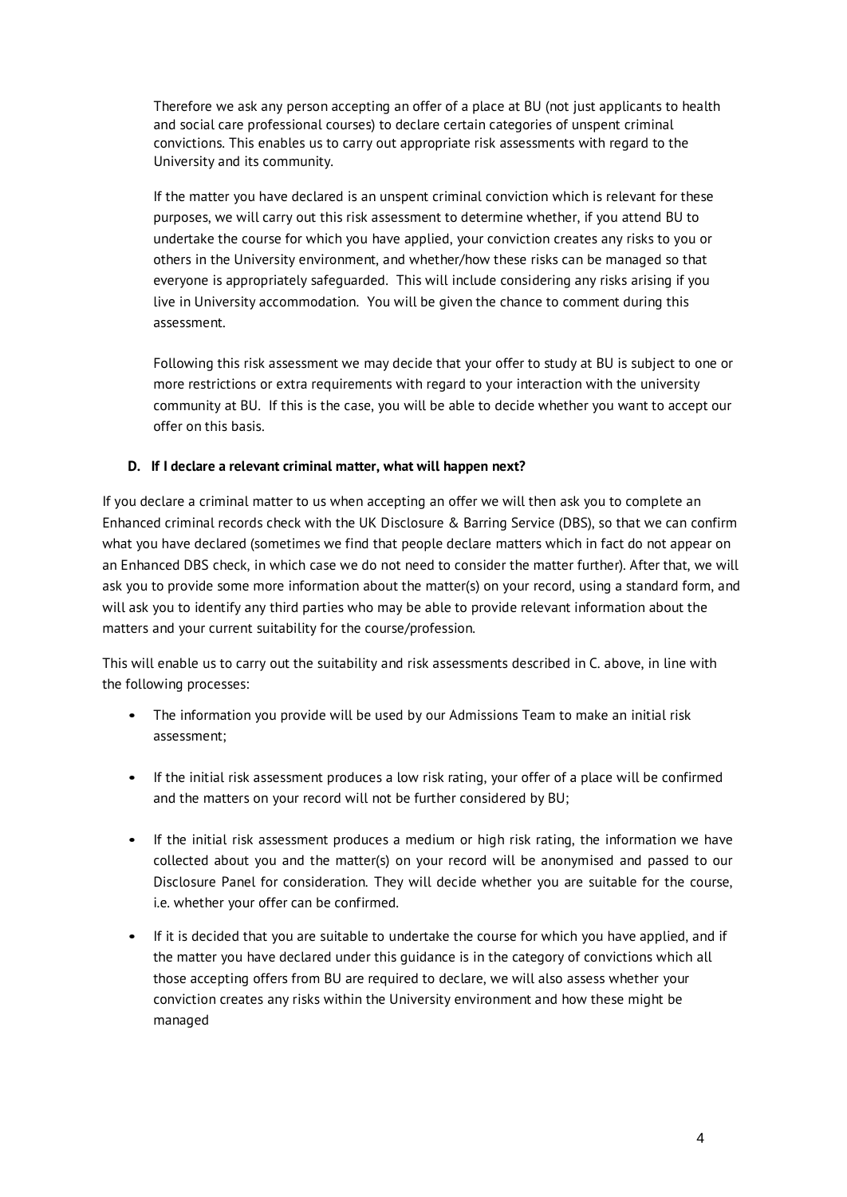Therefore we ask any person accepting an offer of a place at BU (not just applicants to health and social care professional courses) to declare certain categories of unspent criminal convictions. This enables us to carry out appropriate risk assessments with regard to the University and its community.

If the matter you have declared is an unspent criminal conviction which is relevant for these purposes, we will carry out this risk assessment to determine whether, if you attend BU to undertake the course for which you have applied, your conviction creates any risks to you or others in the University environment, and whether/how these risks can be managed so that everyone is appropriately safeguarded. This will include considering any risks arising if you live in University accommodation. You will be given the chance to comment during this assessment.

Following this risk assessment we may decide that your offer to study at BU is subject to one or more restrictions or extra requirements with regard to your interaction with the university community at BU. If this is the case, you will be able to decide whether you want to accept our offer on this basis.

**D. If I declare a relevant criminal matter, what will happen next?**

If you declare a criminal matter to us when accepting an offer we will then ask you to complete an Enhanced criminal records check with the UK Disclosure & Barring Service (DBS), so that we can confirm what you have declared (sometimes we find that people declare matters which in fact do not appear on an Enhanced DBS check, in which case we do not need to consider the matter further). After that, we will ask you to provide some more information about the matter(s) on your record, using a standard form, and will ask you to identify any third parties who may be able to provide relevant information about the matters and your current suitability for the course/profession.

This will enable us to carry out the suitability and risk assessments described in C. above, in line with the following processes:

- The information you provide will be used by our Admissions Team to make an initial risk assessment;
- If the initial risk assessment produces a low risk rating, your offer of a place will be confirmed and the matters on your record will not be further considered by BU;
- If the initial risk assessment produces a medium or high risk rating, the information we have collected about you and the matter(s) on your record will be anonymised and passed to our Disclosure Panel for consideration. They will decide whether you are suitable for the course, i.e. whether your offer can be confirmed.
- If it is decided that you are suitable to undertake the course for which you have applied, and if the matter you have declared under this guidance is in the category of convictions which all those accepting offers from BU are required to declare, we will also assess whether your conviction creates any risks within the University environment and how these might be managed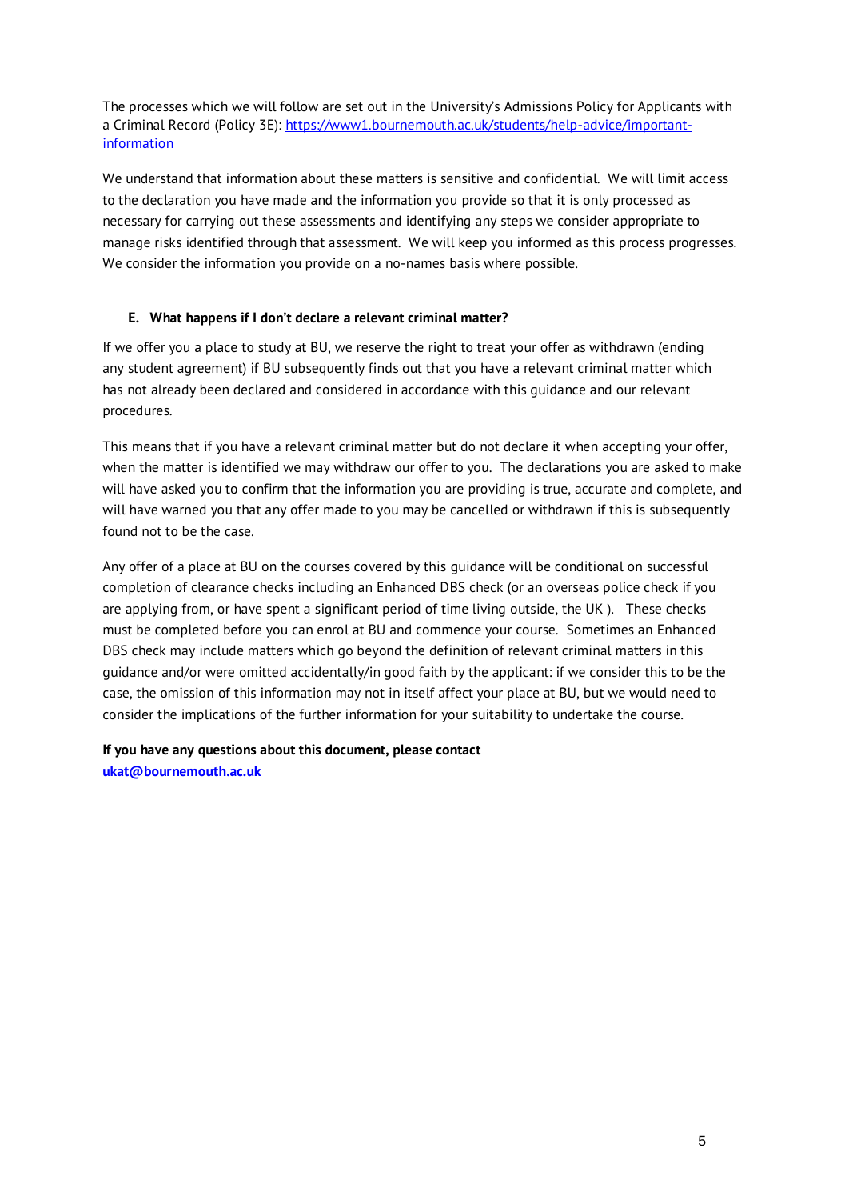The processes which we will follow are set out in the University's Admissions Policy for Applicants with a Criminal Record (Policy 3E): [https://www1.bournemouth.ac.uk/students/help-advice/important-information](https://www1.bournemouth.ac.uk/students/help-advice/important-information)

We understand that information about these matters is sensitive and confidential. We will limit access to the declaration you have made and the information you provide so that it is only processed as necessary for carrying out these assessments and identifying any steps we consider appropriate to manage risks identified through that assessment. We will keep you informed as this process progresses. We consider the information you provide on a no-names basis where possible.

### E. What happens if I don't declare a relevant criminal matter?

If we offer you a place to study at BU, we reserve the right to treat your offer as withdrawn (ending any student agreement) if BU subsequently finds out that you have a relevant criminal matter which has not already been declared and considered in accordance with this guidance and our relevant procedures.

This means that if you have a relevant criminal matter but do not declare it when accepting your offer, when the matter is identified we may withdraw our offer to you. The declarations you are asked to make will have asked you to confirm that the information you are providing is true, accurate and complete, and will have warned you that any offer made to you may be cancelled or withdrawn if this is subsequently found not to be the case.

Any offer of a place at BU on the courses covered by this guidance will be conditional on successful completion of clearance checks including an Enhanced DBS check (or an overseas police check if you are applying from, or have spent a significant period of time living outside, the UK ). These checks must be completed before you can enrol at BU and commence your course. Sometimes an Enhanced DBS check may include matters which go beyond the definition of relevant criminal matters in this guidance and/or were omitted accidentally/in good faith by the applicant: if we consider this to be the case, the omission of this information may not in itself affect your place at BU, but we would need to consider the implications of the further information for your suitability to undertake the course.

**If you have any questions about this document, please contact**
**[ukat@bournemouth.ac.uk](mailto:ukat@bournemouth.ac.uk)**